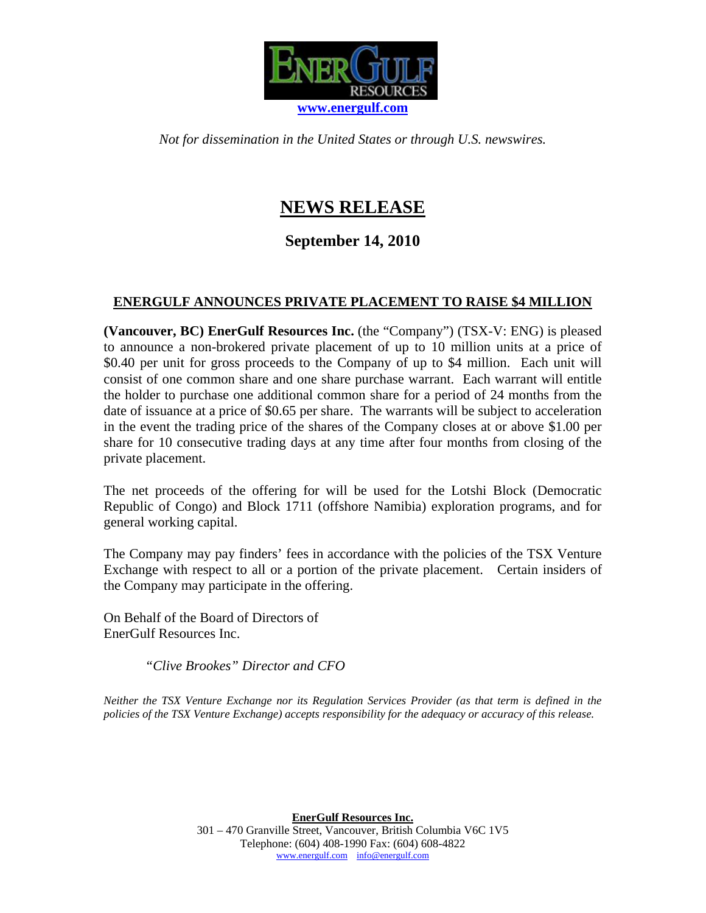**www.energulf.com**

*Not for dissemination in the United States or through U.S. newswires.*

# NEWS RELEASE

## September 14, 2010

### ENERGULF ANNOUNCES PRIVATE PLACEMENT TO RAISE $4 MILLION

**(Vancouver, BC) EnerGulf Resources Inc.** (the "Company") (TSX-V: ENG) is pleased to announce a non-brokered private placement of up to 10 million units at a price of $0.40 per unit for gross proceeds to the Company of up to $4 million. Each unit will consist of one common share and one share purchase warrant. Each warrant will entitle the holder to purchase one additional common share for a period of 24 months from the date of issuance at a price of $0.65 per share. The warrants will be subject to acceleration in the event the trading price of the shares of the Company closes at or above $1.00 per share for 10 consecutive trading days at any time after four months from closing of the private placement.

The net proceeds of the offering for will be used for the Lotshi Block (Democratic Republic of Congo) and Block 1711 (offshore Namibia) exploration programs, and for general working capital.

The Company may pay finders' fees in accordance with the policies of the TSX Venture Exchange with respect to all or a portion of the private placement. Certain insiders of the Company may participate in the offering.

On Behalf of the Board of Directors of
EnerGulf Resources Inc.

*"Clive Brookes" Director and CFO*

*Neither the TSX Venture Exchange nor its Regulation Services Provider (as that term is defined in the policies of the TSX Venture Exchange) accepts responsibility for the adequacy or accuracy of this release.*

**EnerGulf Resources Inc.**
301 – 470 Granville Street, Vancouver, British Columbia V6C 1V5
Telephone: (604) 408-1990 Fax: (604) 608-4822
www.energulf.com info@energulf.com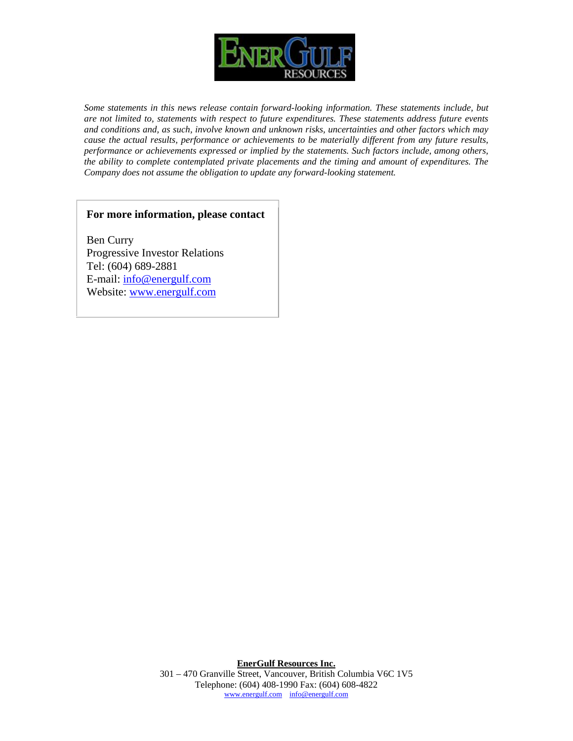*Some statements in this news release contain forward-looking information. These statements include, but are not limited to, statements with respect to future expenditures. These statements address future events and conditions and, as such, involve known and unknown risks, uncertainties and other factors which may cause the actual results, performance or achievements to be materially different from any future results, performance or achievements expressed or implied by the statements. Such factors include, among others, the ability to complete contemplated private placements and the timing and amount of expenditures. The Company does not assume the obligation to update any forward-looking statement.*

**For more information, please contact**

Ben Curry
Progressive Investor Relations
Tel: (604) 689-2881
E-mail: info@energulf.com
Website: www.energulf.com

**EnerGulf Resources Inc.**
301 – 470 Granville Street, Vancouver, British Columbia V6C 1V5
Telephone: (604) 408-1990 Fax: (604) 608-4822
www.energulf.com info@energulf.com